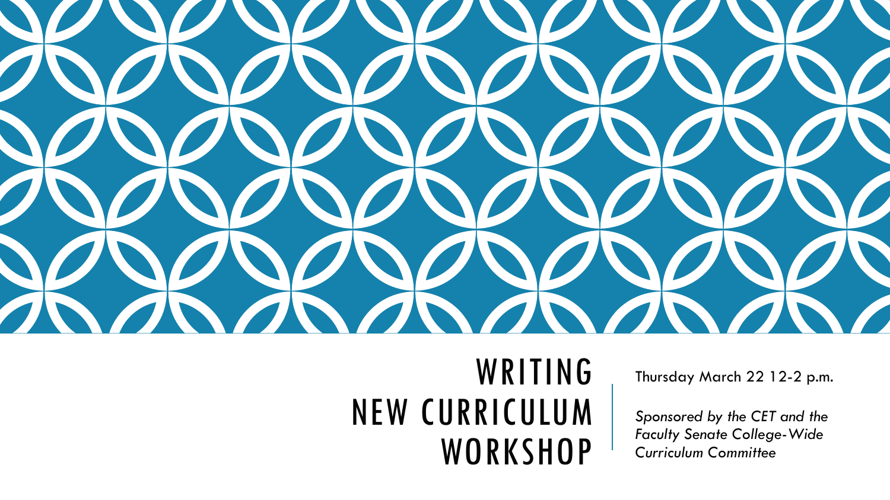# WRITING NEW CURRICULUM WORKSHOP

Thursday March 22 12-2 p.m.

*Sponsored by the CET and the Faculty Senate College-Wide Curriculum Committee*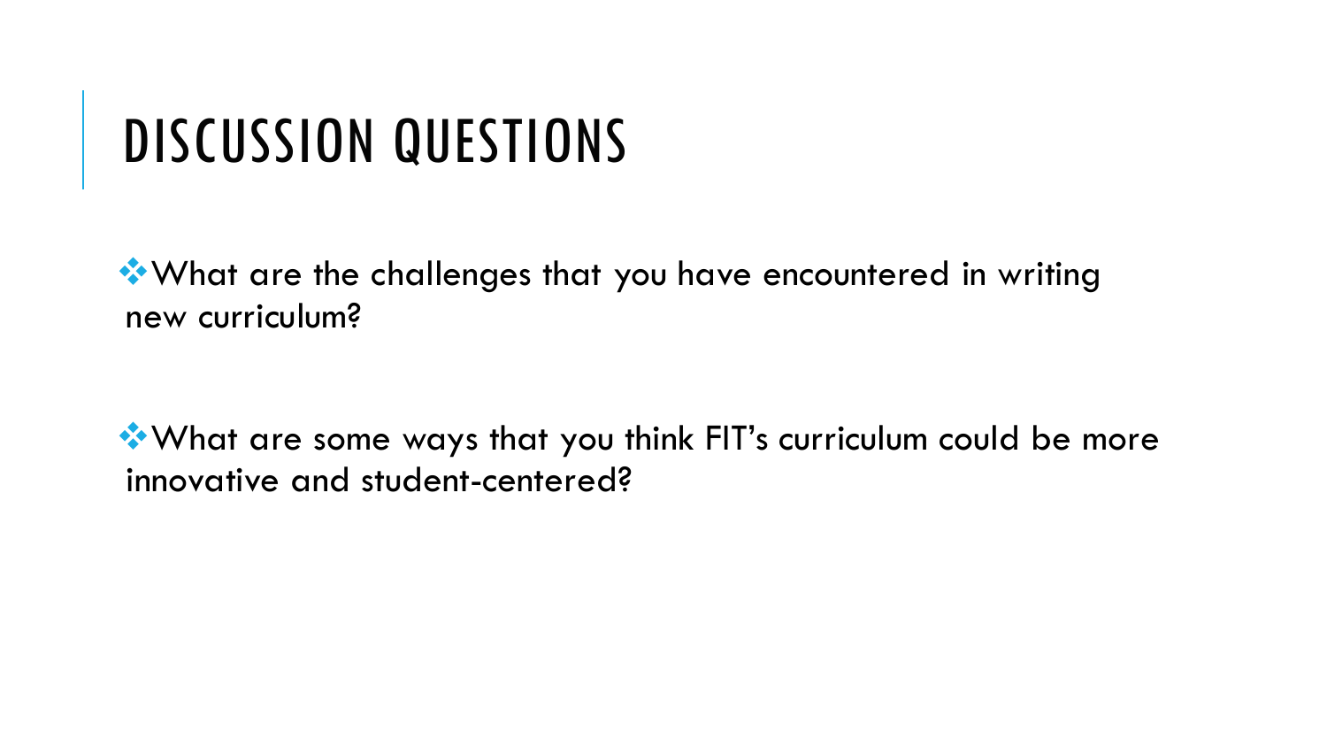# DISCUSSION QUESTIONS

- What are the challenges that you have encountered in writing new curriculum?

- What are some ways that you think FIT's curriculum could be more innovative and student-centered?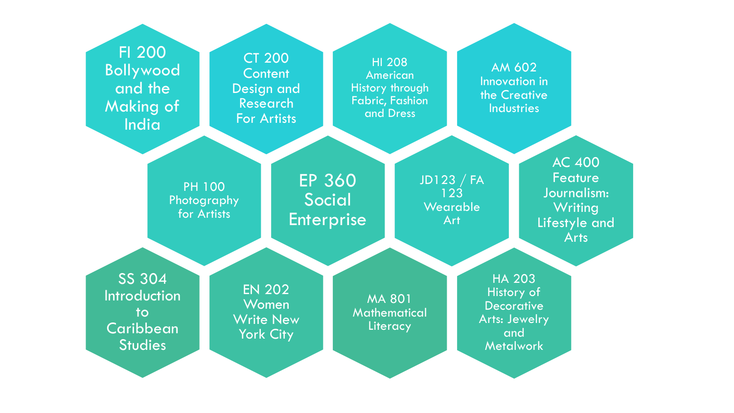- FI 200 Bollywood and the Making of India
- CT 200 Content Design and Research For Artists
- HI 208 American History through Fabric, Fashion and Dress
- AM 602 Innovation in the Creative Industries
- PH 100 Photography for Artists
- EP 360 Social Enterprise
- JD123 / FA 123 Wearable Art
- AC 400 Feature Journalism: Writing Lifestyle and Arts
- SS 304 Introduction to Caribbean Studies
- EN 202 Women Write New York City
- MA 801 Mathematical Literacy
- HA 203 History of Decorative Arts: Jewelry and Metalwork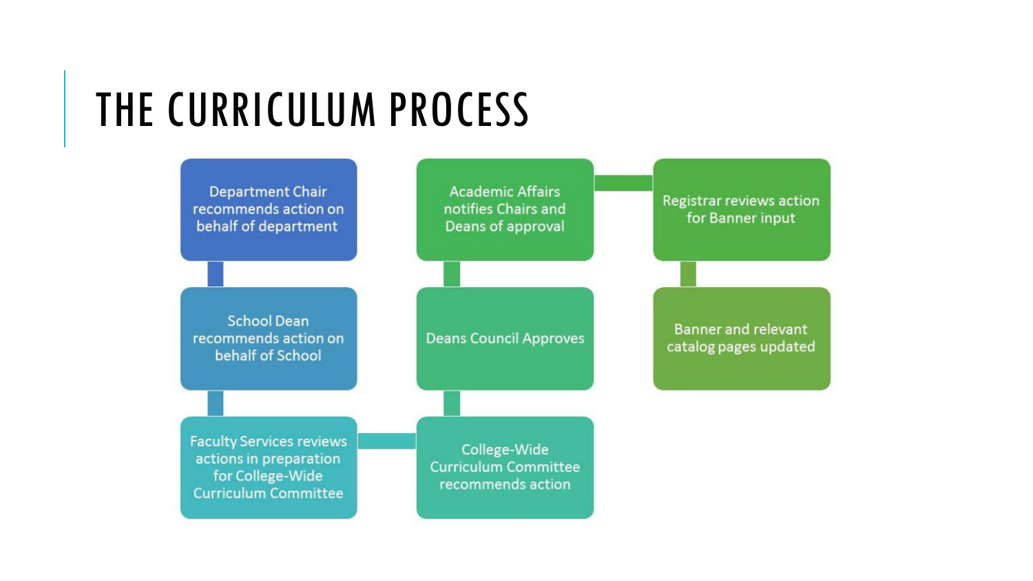# THE CURRICULUM PROCESS

1. Department Chair recommends action on behalf of department
2. School Dean recommends action on behalf of School
3. Faculty Services reviews actions in preparation for College-Wide Curriculum Committee
4. College-Wide Curriculum Committee recommends action
5. Deans Council Approves
6. Academic Affairs notifies Chairs and Deans of approval
7. Registrar reviews action for Banner input
8. Banner and relevant catalog pages updated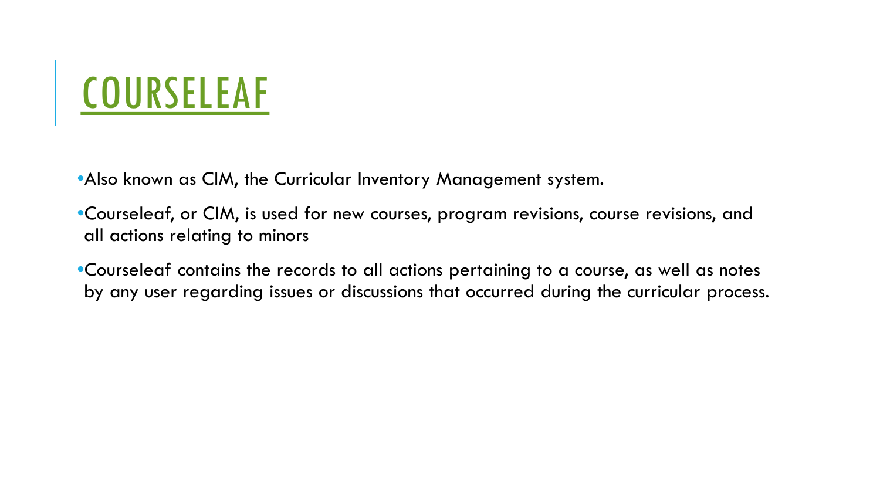# COURSELEAF

- Also known as CIM, the Curricular Inventory Management system.
- Courseleaf, or CIM, is used for new courses, program revisions, course revisions, and all actions relating to minors
- Courseleaf contains the records to all actions pertaining to a course, as well as notes by any user regarding issues or discussions that occurred during the curricular process.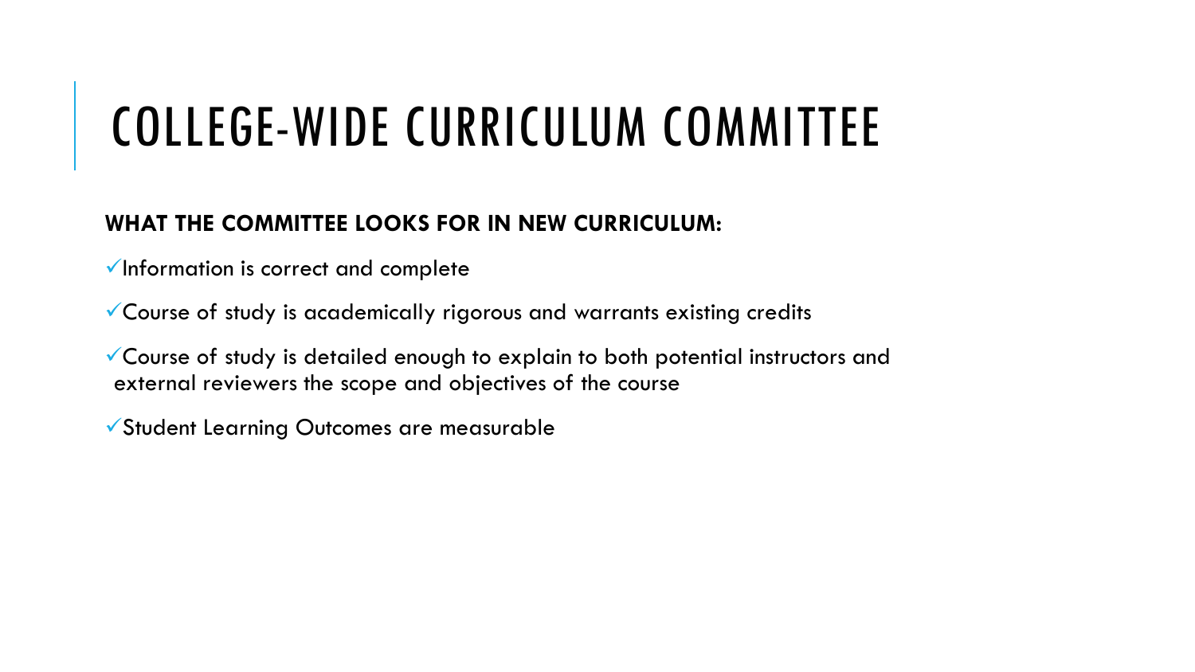# COLLEGE-WIDE CURRICULUM COMMITTEE

**WHAT THE COMMITTEE LOOKS FOR IN NEW CURRICULUM:**

- ✓Information is correct and complete
- ✓Course of study is academically rigorous and warrants existing credits
- ✓Course of study is detailed enough to explain to both potential instructors and external reviewers the scope and objectives of the course
- ✓Student Learning Outcomes are measurable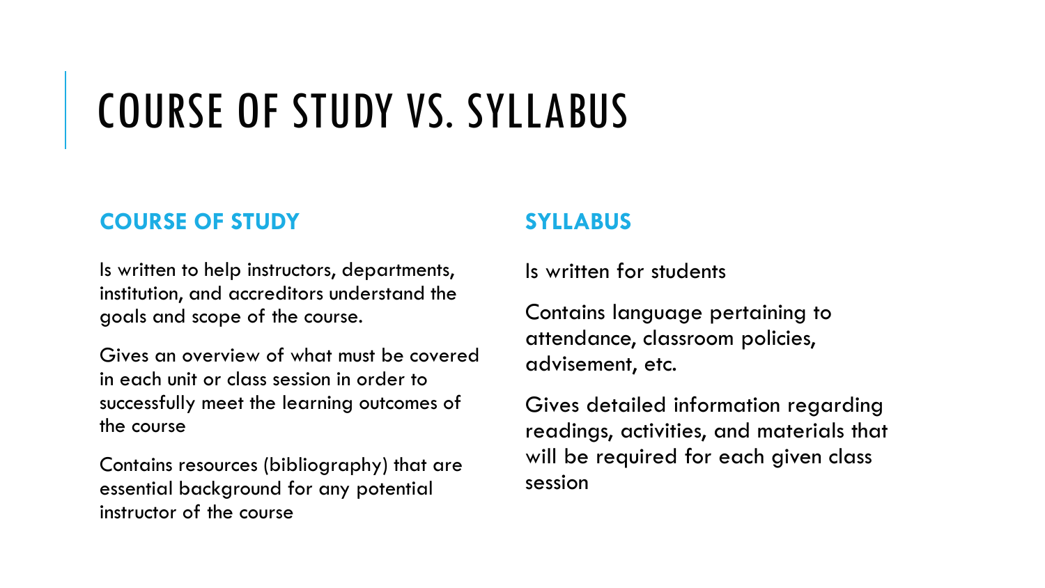# COURSE OF STUDY VS. SYLLABUS

## COURSE OF STUDY

Is written to help instructors, departments, institution, and accreditors understand the goals and scope of the course.

Gives an overview of what must be covered in each unit or class session in order to successfully meet the learning outcomes of the course

Contains resources (bibliography) that are essential background for any potential instructor of the course

## SYLLABUS

Is written for students

Contains language pertaining to attendance, classroom policies, advisement, etc.

Gives detailed information regarding readings, activities, and materials that will be required for each given class session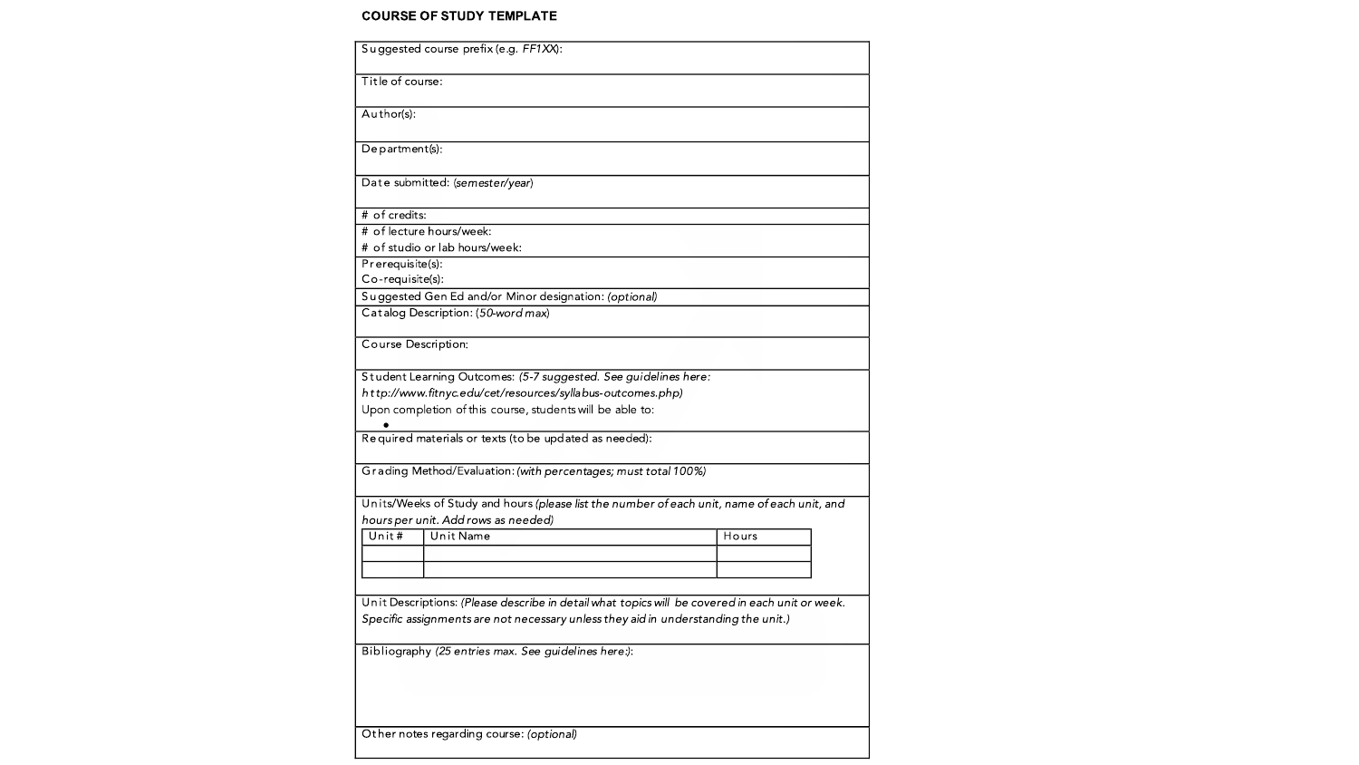**COURSE OF STUDY TEMPLATE**

Suggested course prefix (e.g. *FF1XX*):

Title of course:

Author(s):

Department(s):

Date submitted: (*semester/year*)

# of credits:

# of lecture hours/week:

# of studio or lab hours/week:

Prerequisite(s):

Co-requisite(s):

Suggested Gen Ed and/or Minor designation: *(optional)*

Catalog Description: (*50-word max*)

Course Description:

Student Learning Outcomes: *(5-7 suggested. See guidelines here: http://www.fitnyc.edu/cet/resources/syllabus-outcomes.php)*

Upon completion of this course, students will be able to:

- 

Required materials or texts (to be updated as needed):

Grading Method/Evaluation: *(with percentages; must total 100%)*

Units/Weeks of Study and hours *(please list the number of each unit, name of each unit, and hours per unit. Add rows as needed)*

| Unit # | Unit Name | Hours |
| --- | --- | --- |
| | | |
| | | |

Unit Descriptions: *(Please describe in detail what topics will be covered in each unit or week. Specific assignments are not necessary unless they aid in understanding the unit.)*

Bibliography *(25 entries max. See guidelines here:)*:

Other notes regarding course: *(optional)*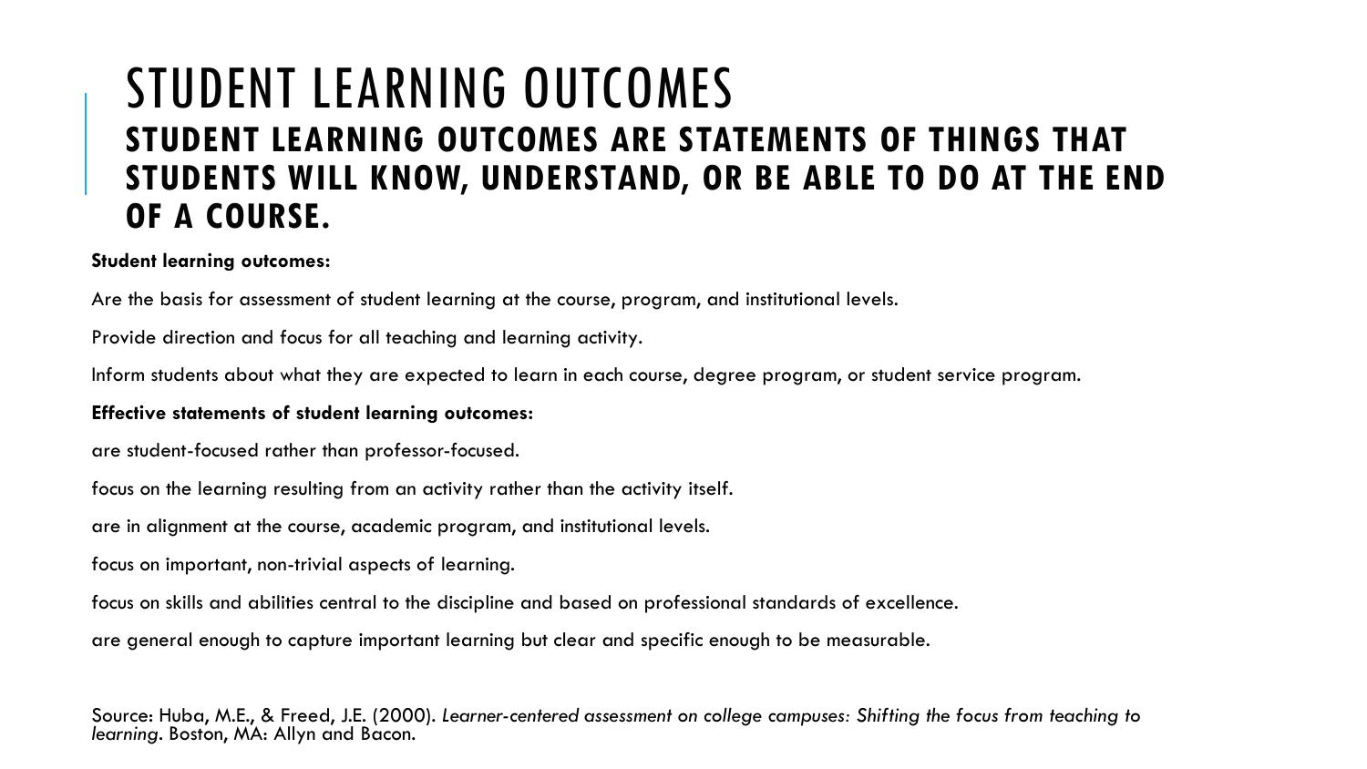# STUDENT LEARNING OUTCOMES

## STUDENT LEARNING OUTCOMES ARE STATEMENTS OF THINGS THAT STUDENTS WILL KNOW, UNDERSTAND, OR BE ABLE TO DO AT THE END OF A COURSE.

**Student learning outcomes:**

Are the basis for assessment of student learning at the course, program, and institutional levels.

Provide direction and focus for all teaching and learning activity.

Inform students about what they are expected to learn in each course, degree program, or student service program.

**Effective statements of student learning outcomes:**

are student-focused rather than professor-focused.

focus on the learning resulting from an activity rather than the activity itself.

are in alignment at the course, academic program, and institutional levels.

focus on important, non-trivial aspects of learning.

focus on skills and abilities central to the discipline and based on professional standards of excellence.

are general enough to capture important learning but clear and specific enough to be measurable.

Source: Huba, M.E., & Freed, J.E. (2000). *Learner-centered assessment on college campuses: Shifting the focus from teaching to learning*. Boston, MA: Allyn and Bacon.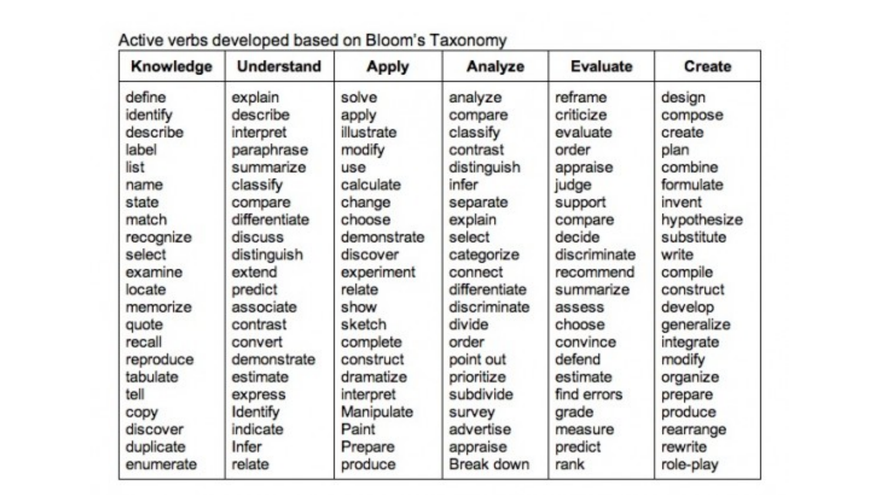Active verbs developed based on Bloom's Taxonomy

| Knowledge | Understand | Apply | Analyze | Evaluate | Create |
|---|---|---|---|---|---|
| define | explain | solve | analyze | reframe | design |
| identify | describe | apply | compare | criticize | compose |
| describe | interpret | illustrate | classify | evaluate | create |
| label | paraphrase | modify | contrast | order | plan |
| list | summarize | use | distinguish | appraise | combine |
| name | classify | calculate | infer | judge | formulate |
| state | compare | change | separate | support | invent |
| match | differentiate | choose | explain | compare | hypothesize |
| recognize | discuss | demonstrate | select | decide | substitute |
| select | distinguish | discover | categorize | discriminate | write |
| examine | extend | experiment | connect | recommend | compile |
| locate | predict | relate | differentiate | summarize | construct |
| memorize | associate | show | discriminate | assess | develop |
| quote | contrast | sketch | divide | choose | generalize |
| recall | convert | complete | order | convince | integrate |
| reproduce | demonstrate | construct | point out | defend | modify |
| tabulate | estimate | dramatize | prioritize | estimate | organize |
| tell | express | interpret | subdivide | find errors | prepare |
| copy | Identify | Manipulate | survey | grade | produce |
| discover | indicate | Paint | advertise | measure | rearrange |
| duplicate | Infer | Prepare | appraise | predict | rewrite |
| enumerate | relate | produce | Break down | rank | role-play |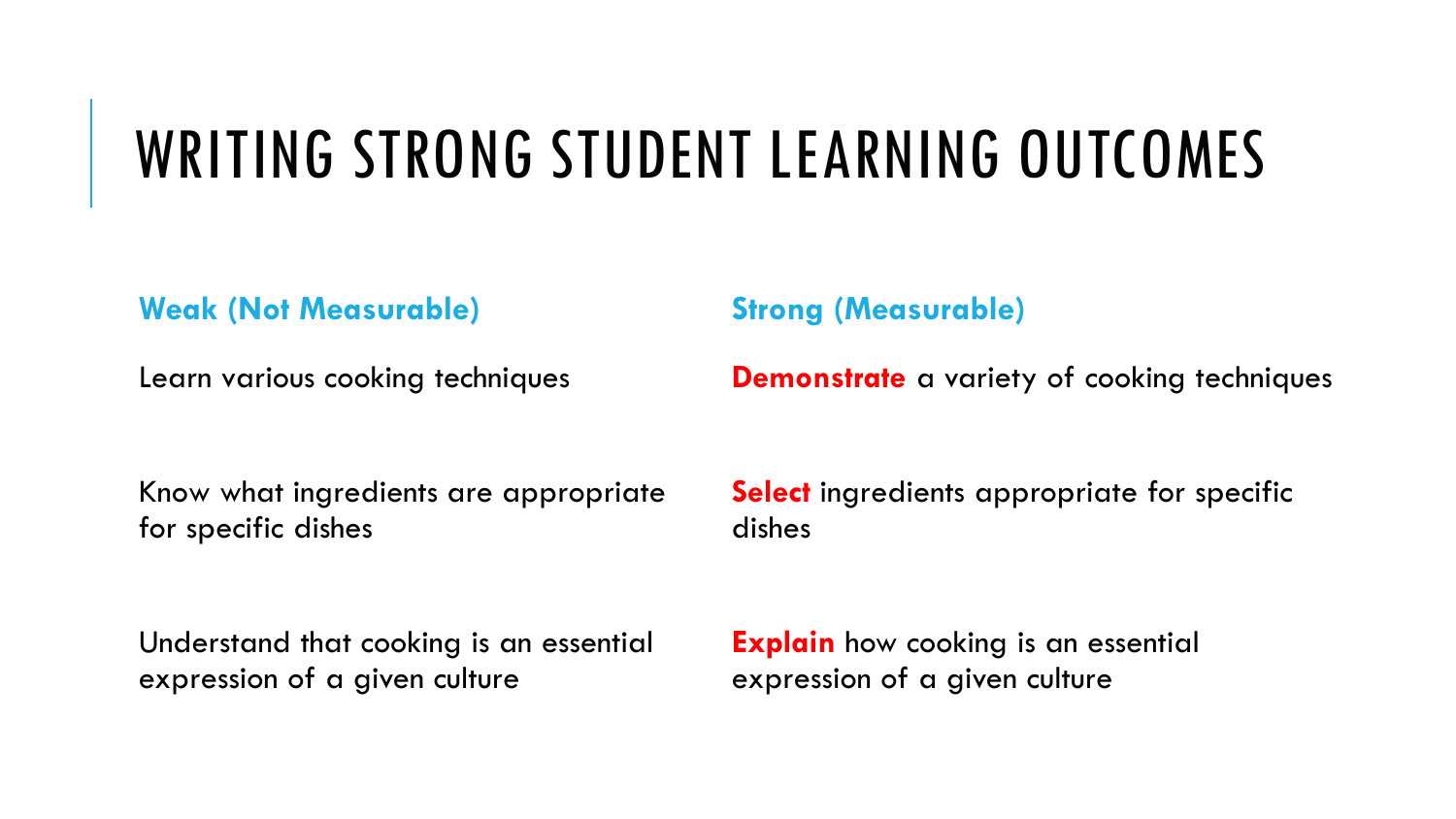# WRITING STRONG STUDENT LEARNING OUTCOMES

| Weak (Not Measurable) | Strong (Measurable) |
|---|---|
| Learn various cooking techniques | **Demonstrate** a variety of cooking techniques |
| Know what ingredients are appropriate for specific dishes | **Select** ingredients appropriate for specific dishes |
| Understand that cooking is an essential expression of a given culture | **Explain** how cooking is an essential expression of a given culture |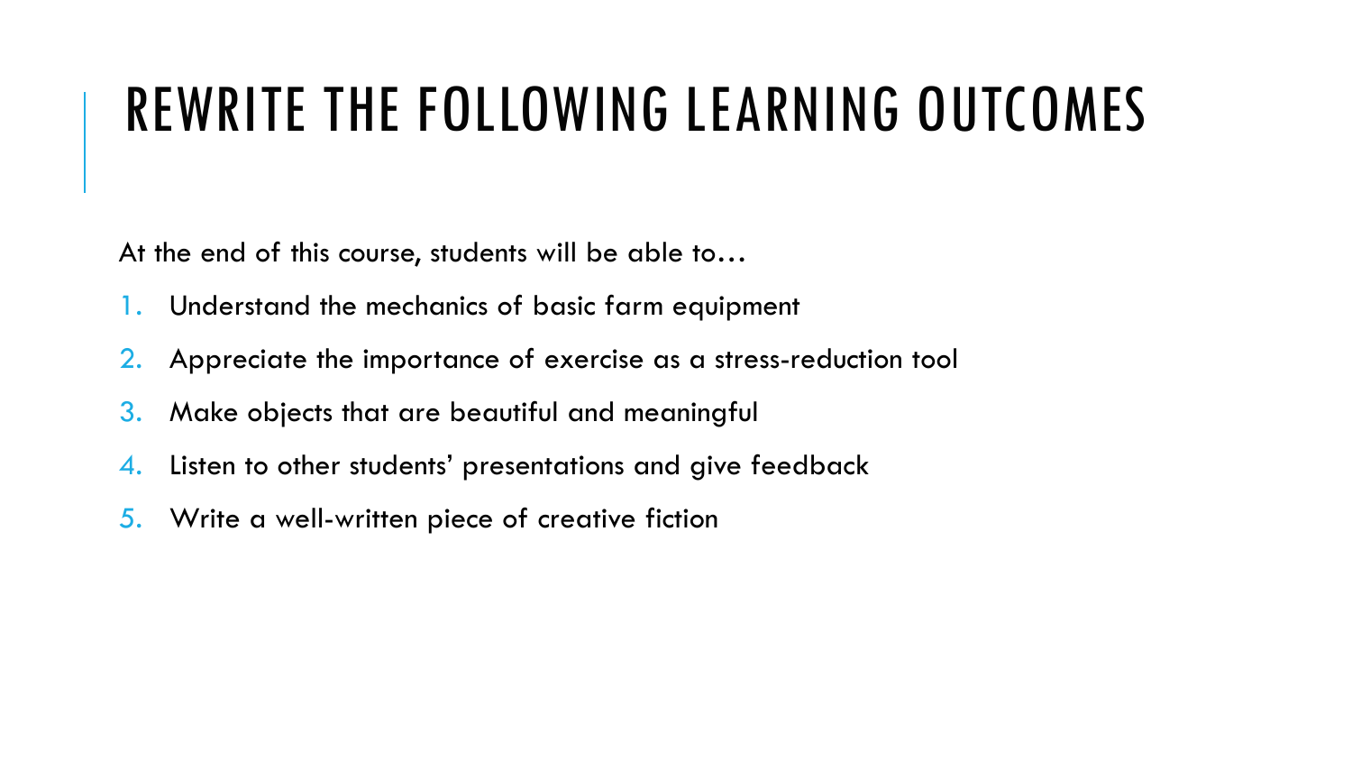# REWRITE THE FOLLOWING LEARNING OUTCOMES

At the end of this course, students will be able to…

1. Understand the mechanics of basic farm equipment
2. Appreciate the importance of exercise as a stress-reduction tool
3. Make objects that are beautiful and meaningful
4. Listen to other students' presentations and give feedback
5. Write a well-written piece of creative fiction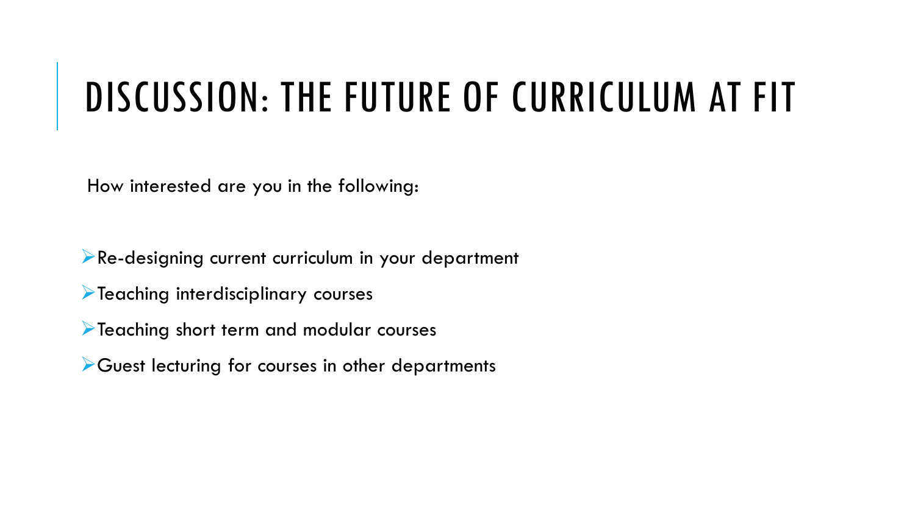# DISCUSSION: THE FUTURE OF CURRICULUM AT FIT

How interested are you in the following:

- Re-designing current curriculum in your department
- Teaching interdisciplinary courses
- Teaching short term and modular courses
- Guest lecturing for courses in other departments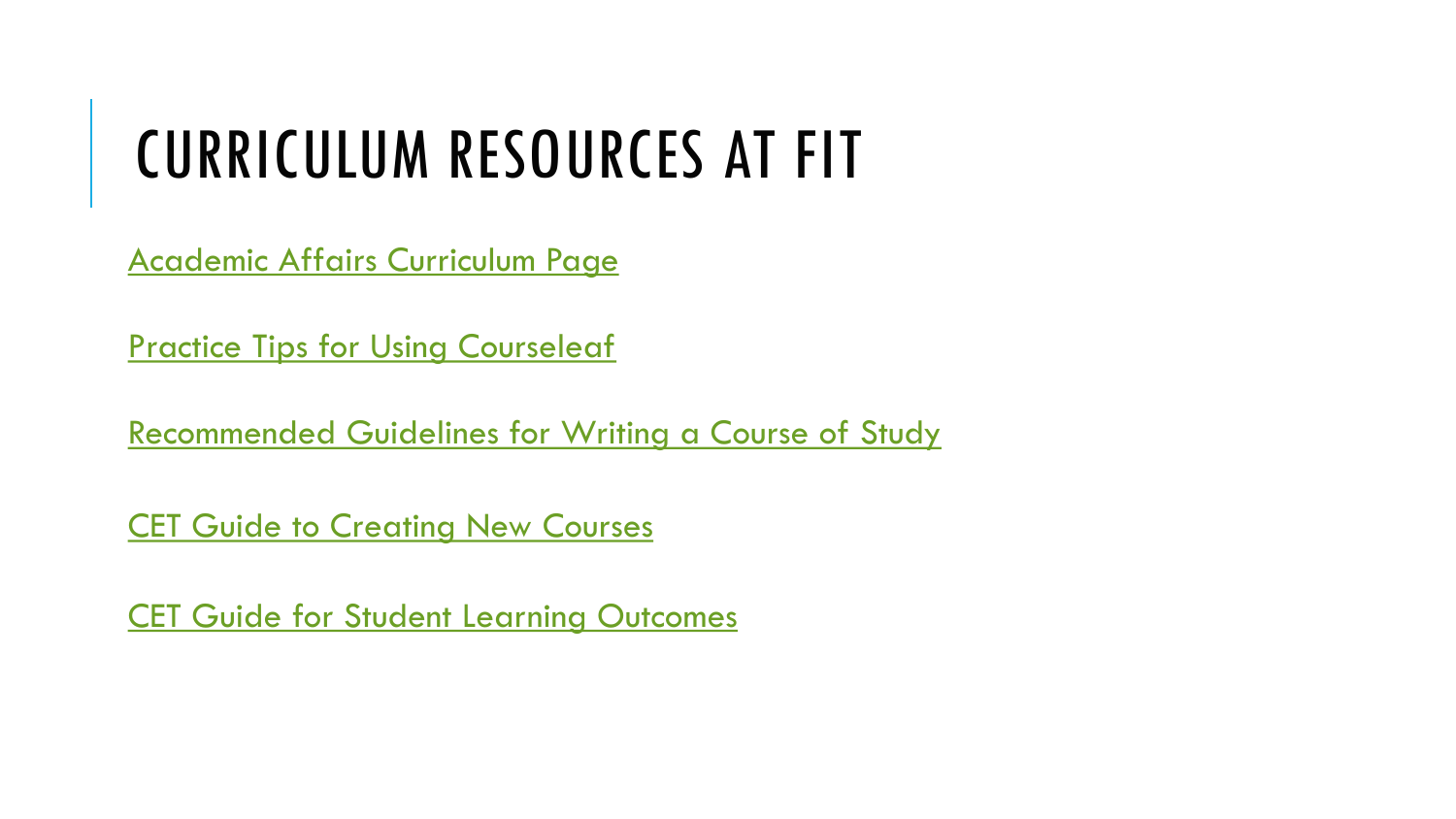# CURRICULUM RESOURCES AT FIT

Academic Affairs Curriculum Page

Practice Tips for Using Courseleaf

Recommended Guidelines for Writing a Course of Study

CET Guide to Creating New Courses

CET Guide for Student Learning Outcomes